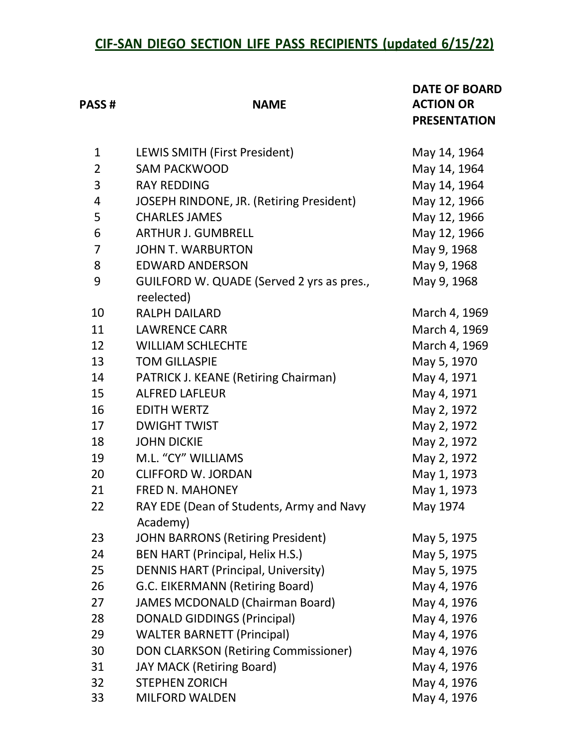# CIF-SAN DIEGO SECTION LIFE PASS RECIPIENTS (updated 6/15/22)

| PASS # | NAME | DATE OF BOARD ACTION OR PRESENTATION |
|---|---|---|
| 1 | LEWIS SMITH (First President) | May 14, 1964 |
| 2 | SAM PACKWOOD | May 14, 1964 |
| 3 | RAY REDDING | May 14, 1964 |
| 4 | JOSEPH RINDONE, JR. (Retiring President) | May 12, 1966 |
| 5 | CHARLES JAMES | May 12, 1966 |
| 6 | ARTHUR J. GUMBRELL | May 12, 1966 |
| 7 | JOHN T. WARBURTON | May 9, 1968 |
| 8 | EDWARD ANDERSON | May 9, 1968 |
| 9 | GUILFORD W. QUADE (Served 2 yrs as pres., reelected) | May 9, 1968 |
| 10 | RALPH DAILARD | March 4, 1969 |
| 11 | LAWRENCE CARR | March 4, 1969 |
| 12 | WILLIAM SCHLECHTE | March 4, 1969 |
| 13 | TOM GILLASPIE | May 5, 1970 |
| 14 | PATRICK J. KEANE (Retiring Chairman) | May 4, 1971 |
| 15 | ALFRED LAFLEUR | May 4, 1971 |
| 16 | EDITH WERTZ | May 2, 1972 |
| 17 | DWIGHT TWIST | May 2, 1972 |
| 18 | JOHN DICKIE | May 2, 1972 |
| 19 | M.L. "CY" WILLIAMS | May 2, 1972 |
| 20 | CLIFFORD W. JORDAN | May 1, 1973 |
| 21 | FRED N. MAHONEY | May 1, 1973 |
| 22 | RAY EDE (Dean of Students, Army and Navy Academy) | May 1974 |
| 23 | JOHN BARRONS (Retiring President) | May 5, 1975 |
| 24 | BEN HART (Principal, Helix H.S.) | May 5, 1975 |
| 25 | DENNIS HART (Principal, University) | May 5, 1975 |
| 26 | G.C. EIKERMANN (Retiring Board) | May 4, 1976 |
| 27 | JAMES MCDONALD (Chairman Board) | May 4, 1976 |
| 28 | DONALD GIDDINGS (Principal) | May 4, 1976 |
| 29 | WALTER BARNETT (Principal) | May 4, 1976 |
| 30 | DON CLARKSON (Retiring Commissioner) | May 4, 1976 |
| 31 | JAY MACK (Retiring Board) | May 4, 1976 |
| 32 | STEPHEN ZORICH | May 4, 1976 |
| 33 | MILFORD WALDEN | May 4, 1976 |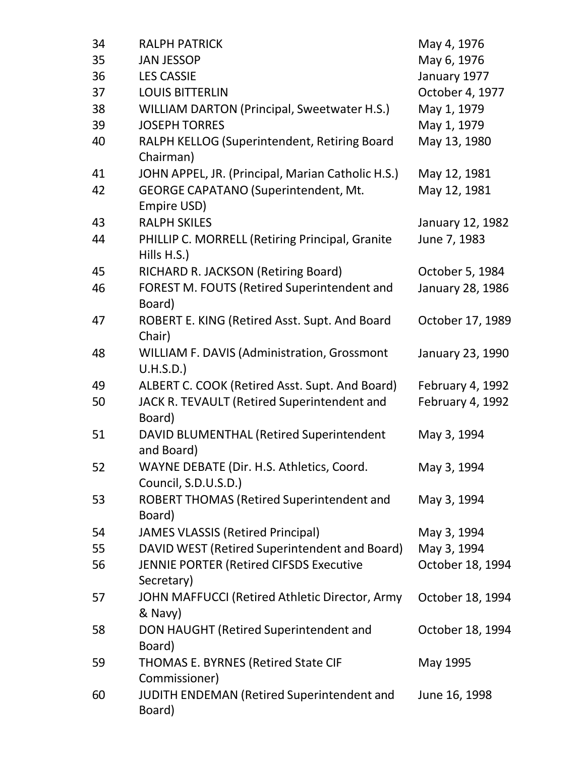| | | |
|---|---|---|
| 34 | RALPH PATRICK | May 4, 1976 |
| 35 | JAN JESSOP | May 6, 1976 |
| 36 | LES CASSIE | January 1977 |
| 37 | LOUIS BITTERLIN | October 4, 1977 |
| 38 | WILLIAM DARTON (Principal, Sweetwater H.S.) | May 1, 1979 |
| 39 | JOSEPH TORRES | May 1, 1979 |
| 40 | RALPH KELLOG (Superintendent, Retiring Board Chairman) | May 13, 1980 |
| 41 | JOHN APPEL, JR. (Principal, Marian Catholic H.S.) | May 12, 1981 |
| 42 | GEORGE CAPATANO (Superintendent, Mt. Empire USD) | May 12, 1981 |
| 43 | RALPH SKILES | January 12, 1982 |
| 44 | PHILLIP C. MORRELL (Retiring Principal, Granite Hills H.S.) | June 7, 1983 |
| 45 | RICHARD R. JACKSON (Retiring Board) | October 5, 1984 |
| 46 | FOREST M. FOUTS (Retired Superintendent and Board) | January 28, 1986 |
| 47 | ROBERT E. KING (Retired Asst. Supt. And Board Chair) | October 17, 1989 |
| 48 | WILLIAM F. DAVIS (Administration, Grossmont U.H.S.D.) | January 23, 1990 |
| 49 | ALBERT C. COOK (Retired Asst. Supt. And Board) | February 4, 1992 |
| 50 | JACK R. TEVAULT (Retired Superintendent and Board) | February 4, 1992 |
| 51 | DAVID BLUMENTHAL (Retired Superintendent and Board) | May 3, 1994 |
| 52 | WAYNE DEBATE (Dir. H.S. Athletics, Coord. Council, S.D.U.S.D.) | May 3, 1994 |
| 53 | ROBERT THOMAS (Retired Superintendent and Board) | May 3, 1994 |
| 54 | JAMES VLASSIS (Retired Principal) | May 3, 1994 |
| 55 | DAVID WEST (Retired Superintendent and Board) | May 3, 1994 |
| 56 | JENNIE PORTER (Retired CIFSDS Executive Secretary) | October 18, 1994 |
| 57 | JOHN MAFFUCCI (Retired Athletic Director, Army & Navy) | October 18, 1994 |
| 58 | DON HAUGHT (Retired Superintendent and Board) | October 18, 1994 |
| 59 | THOMAS E. BYRNES (Retired State CIF Commissioner) | May 1995 |
| 60 | JUDITH ENDEMAN (Retired Superintendent and Board) | June 16, 1998 |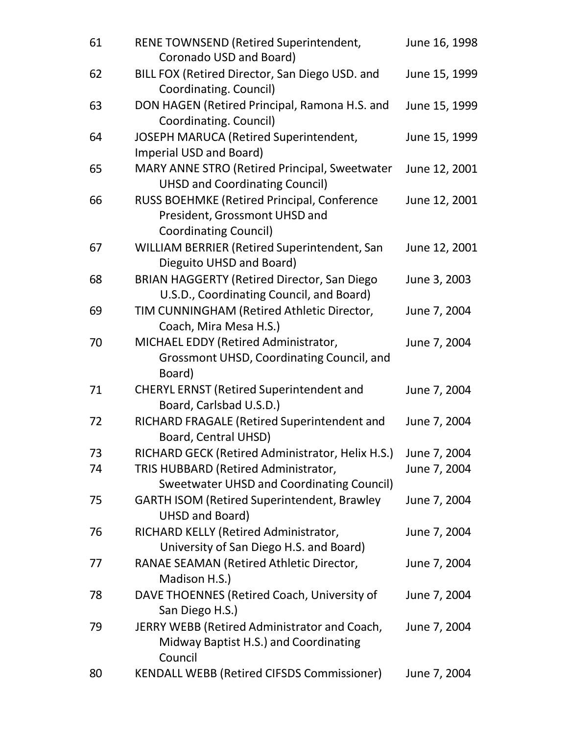| | | |
|---|---|---|
| 61 | RENE TOWNSEND (Retired Superintendent, Coronado USD and Board) | June 16, 1998 |
| 62 | BILL FOX (Retired Director, San Diego USD. and Coordinating. Council) | June 15, 1999 |
| 63 | DON HAGEN (Retired Principal, Ramona H.S. and Coordinating. Council) | June 15, 1999 |
| 64 | JOSEPH MARUCA (Retired Superintendent, Imperial USD and Board) | June 15, 1999 |
| 65 | MARY ANNE STRO (Retired Principal, Sweetwater UHSD and Coordinating Council) | June 12, 2001 |
| 66 | RUSS BOEHMKE (Retired Principal, Conference President, Grossmont UHSD and Coordinating Council) | June 12, 2001 |
| 67 | WILLIAM BERRIER (Retired Superintendent, San Dieguito UHSD and Board) | June 12, 2001 |
| 68 | BRIAN HAGGERTY (Retired Director, San Diego U.S.D., Coordinating Council, and Board) | June 3, 2003 |
| 69 | TIM CUNNINGHAM (Retired Athletic Director, Coach, Mira Mesa H.S.) | June 7, 2004 |
| 70 | MICHAEL EDDY (Retired Administrator, Grossmont UHSD, Coordinating Council, and Board) | June 7, 2004 |
| 71 | CHERYL ERNST (Retired Superintendent and Board, Carlsbad U.S.D.) | June 7, 2004 |
| 72 | RICHARD FRAGALE (Retired Superintendent and Board, Central UHSD) | June 7, 2004 |
| 73 | RICHARD GECK (Retired Administrator, Helix H.S.) | June 7, 2004 |
| 74 | TRIS HUBBARD (Retired Administrator, Sweetwater UHSD and Coordinating Council) | June 7, 2004 |
| 75 | GARTH ISOM (Retired Superintendent, Brawley UHSD and Board) | June 7, 2004 |
| 76 | RICHARD KELLY (Retired Administrator, University of San Diego H.S. and Board) | June 7, 2004 |
| 77 | RANAE SEAMAN (Retired Athletic Director, Madison H.S.) | June 7, 2004 |
| 78 | DAVE THOENNES (Retired Coach, University of San Diego H.S.) | June 7, 2004 |
| 79 | JERRY WEBB (Retired Administrator and Coach, Midway Baptist H.S.) and Coordinating Council | June 7, 2004 |
| 80 | KENDALL WEBB (Retired CIFSDS Commissioner) | June 7, 2004 |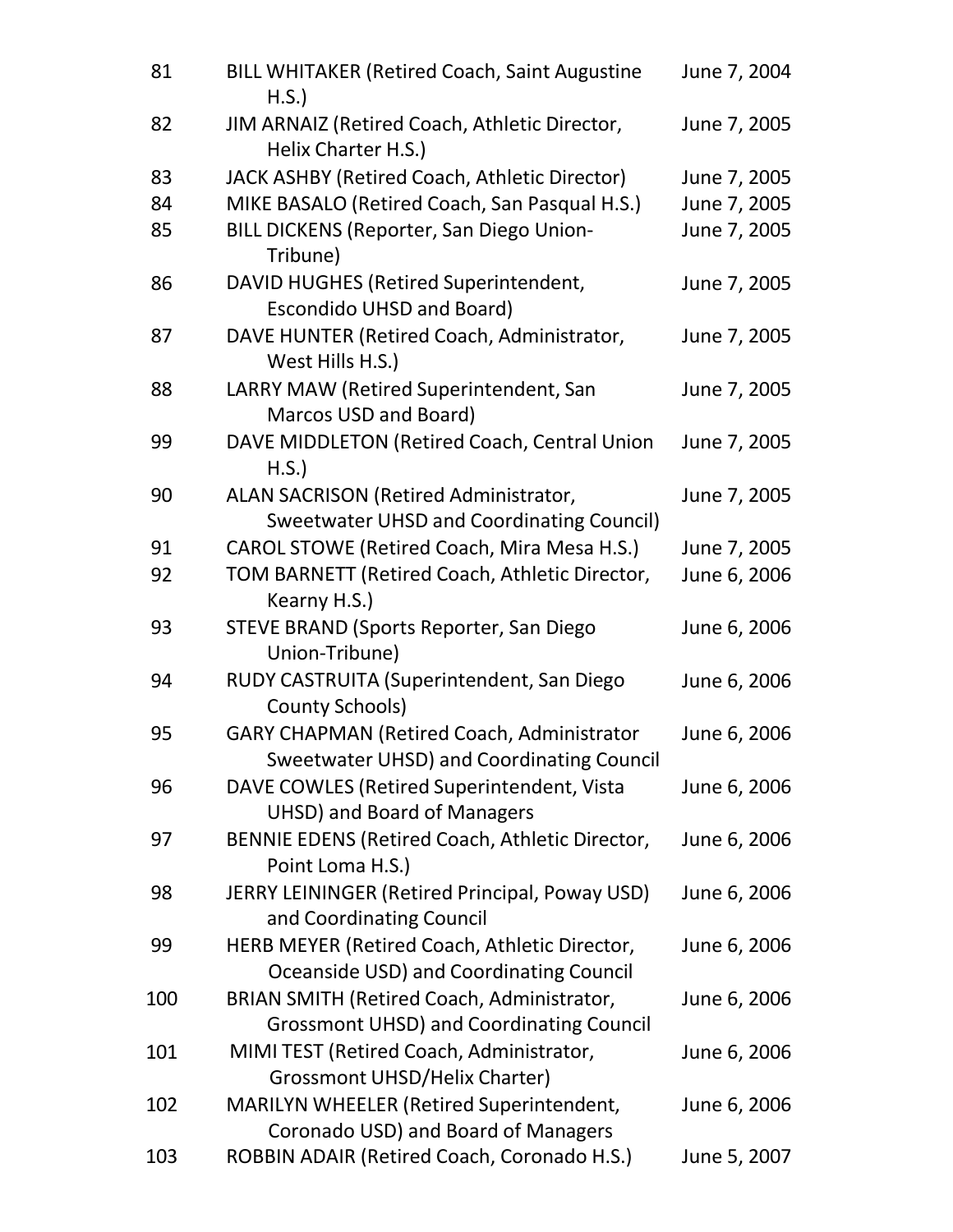| | | |
|---|---|---|
| 81 | BILL WHITAKER (Retired Coach, Saint Augustine H.S.) | June 7, 2004 |
| 82 | JIM ARNAIZ (Retired Coach, Athletic Director, Helix Charter H.S.) | June 7, 2005 |
| 83 | JACK ASHBY (Retired Coach, Athletic Director) | June 7, 2005 |
| 84 | MIKE BASALO (Retired Coach, San Pasqual H.S.) | June 7, 2005 |
| 85 | BILL DICKENS (Reporter, San Diego Union-Tribune) | June 7, 2005 |
| 86 | DAVID HUGHES (Retired Superintendent, Escondido UHSD and Board) | June 7, 2005 |
| 87 | DAVE HUNTER (Retired Coach, Administrator, West Hills H.S.) | June 7, 2005 |
| 88 | LARRY MAW (Retired Superintendent, San Marcos USD and Board) | June 7, 2005 |
| 99 | DAVE MIDDLETON (Retired Coach, Central Union H.S.) | June 7, 2005 |
| 90 | ALAN SACRISON (Retired Administrator, Sweetwater UHSD and Coordinating Council) | June 7, 2005 |
| 91 | CAROL STOWE (Retired Coach, Mira Mesa H.S.) | June 7, 2005 |
| 92 | TOM BARNETT (Retired Coach, Athletic Director, Kearny H.S.) | June 6, 2006 |
| 93 | STEVE BRAND (Sports Reporter, San Diego Union-Tribune) | June 6, 2006 |
| 94 | RUDY CASTRUITA (Superintendent, San Diego County Schools) | June 6, 2006 |
| 95 | GARY CHAPMAN (Retired Coach, Administrator Sweetwater UHSD) and Coordinating Council | June 6, 2006 |
| 96 | DAVE COWLES (Retired Superintendent, Vista UHSD) and Board of Managers | June 6, 2006 |
| 97 | BENNIE EDENS (Retired Coach, Athletic Director, Point Loma H.S.) | June 6, 2006 |
| 98 | JERRY LEININGER (Retired Principal, Poway USD) and Coordinating Council | June 6, 2006 |
| 99 | HERB MEYER (Retired Coach, Athletic Director, Oceanside USD) and Coordinating Council | June 6, 2006 |
| 100 | BRIAN SMITH (Retired Coach, Administrator, Grossmont UHSD) and Coordinating Council | June 6, 2006 |
| 101 | MIMI TEST (Retired Coach, Administrator, Grossmont UHSD/Helix Charter) | June 6, 2006 |
| 102 | MARILYN WHEELER (Retired Superintendent, Coronado USD) and Board of Managers | June 6, 2006 |
| 103 | ROBBIN ADAIR (Retired Coach, Coronado H.S.) | June 5, 2007 |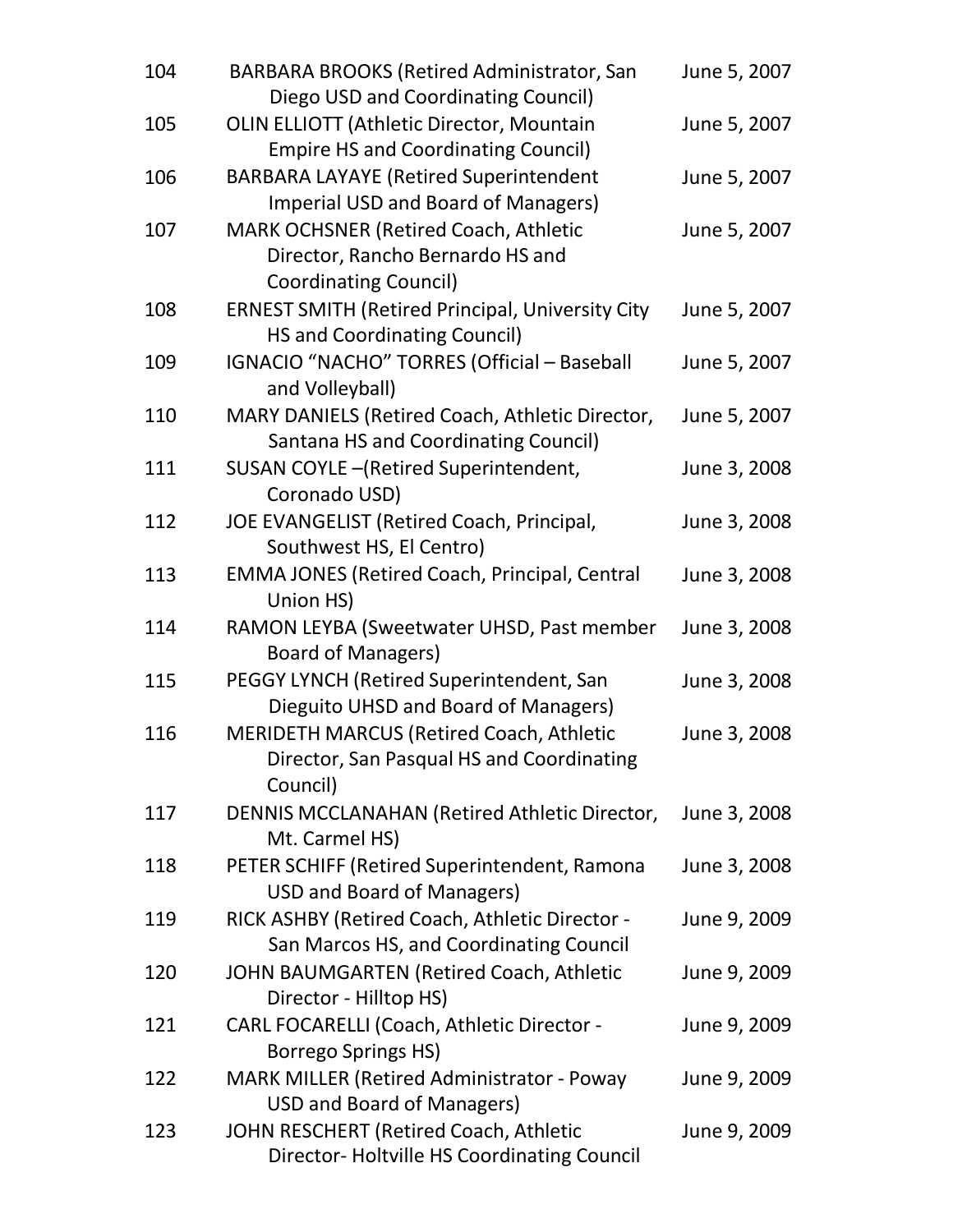| | | |
|---|---|---|
| 104 | BARBARA BROOKS (Retired Administrator, San Diego USD and Coordinating Council) | June 5, 2007 |
| 105 | OLIN ELLIOTT (Athletic Director, Mountain Empire HS and Coordinating Council) | June 5, 2007 |
| 106 | BARBARA LAYAYE (Retired Superintendent Imperial USD and Board of Managers) | June 5, 2007 |
| 107 | MARK OCHSNER (Retired Coach, Athletic Director, Rancho Bernardo HS and Coordinating Council) | June 5, 2007 |
| 108 | ERNEST SMITH (Retired Principal, University City HS and Coordinating Council) | June 5, 2007 |
| 109 | IGNACIO “NACHO” TORRES (Official – Baseball and Volleyball) | June 5, 2007 |
| 110 | MARY DANIELS (Retired Coach, Athletic Director, Santana HS and Coordinating Council) | June 5, 2007 |
| 111 | SUSAN COYLE –(Retired Superintendent, Coronado USD) | June 3, 2008 |
| 112 | JOE EVANGELIST (Retired Coach, Principal, Southwest HS, El Centro) | June 3, 2008 |
| 113 | EMMA JONES (Retired Coach, Principal, Central Union HS) | June 3, 2008 |
| 114 | RAMON LEYBA (Sweetwater UHSD, Past member Board of Managers) | June 3, 2008 |
| 115 | PEGGY LYNCH (Retired Superintendent, San Dieguito UHSD and Board of Managers) | June 3, 2008 |
| 116 | MERIDETH MARCUS (Retired Coach, Athletic Director, San Pasqual HS and Coordinating Council) | June 3, 2008 |
| 117 | DENNIS MCCLANAHAN (Retired Athletic Director, Mt. Carmel HS) | June 3, 2008 |
| 118 | PETER SCHIFF (Retired Superintendent, Ramona USD and Board of Managers) | June 3, 2008 |
| 119 | RICK ASHBY (Retired Coach, Athletic Director - San Marcos HS, and Coordinating Council | June 9, 2009 |
| 120 | JOHN BAUMGARTEN (Retired Coach, Athletic Director - Hilltop HS) | June 9, 2009 |
| 121 | CARL FOCARELLI (Coach, Athletic Director - Borrego Springs HS) | June 9, 2009 |
| 122 | MARK MILLER (Retired Administrator - Poway USD and Board of Managers) | June 9, 2009 |
| 123 | JOHN RESCHERT (Retired Coach, Athletic Director- Holtville HS Coordinating Council | June 9, 2009 |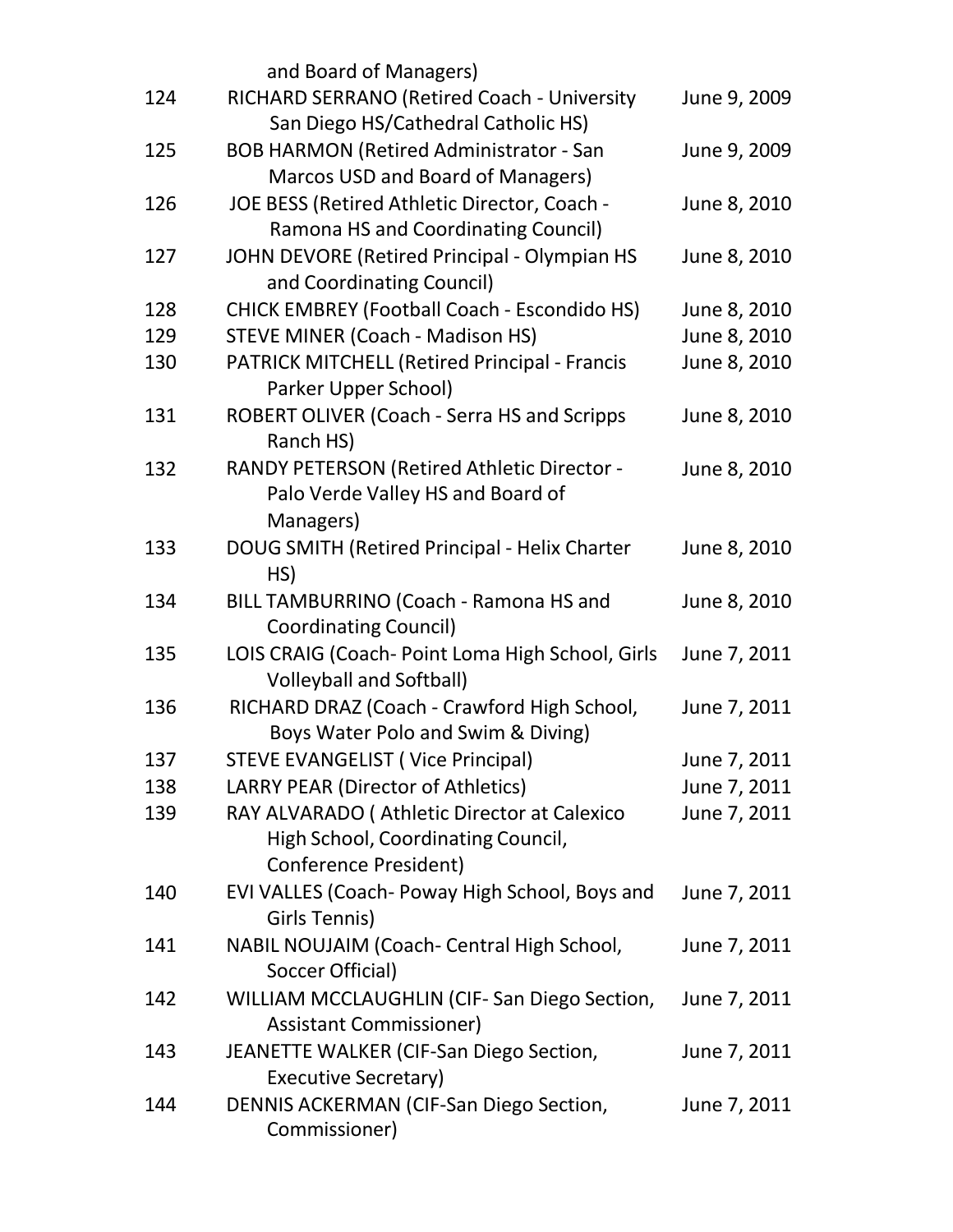| | and Board of Managers) | |
|---|---|---|
| 124 | RICHARD SERRANO (Retired Coach - University San Diego HS/Cathedral Catholic HS) | June 9, 2009 |
| 125 | BOB HARMON (Retired Administrator - San Marcos USD and Board of Managers) | June 9, 2009 |
| 126 | JOE BESS (Retired Athletic Director, Coach - Ramona HS and Coordinating Council) | June 8, 2010 |
| 127 | JOHN DEVORE (Retired Principal - Olympian HS and Coordinating Council) | June 8, 2010 |
| 128 | CHICK EMBREY (Football Coach - Escondido HS) | June 8, 2010 |
| 129 | STEVE MINER (Coach - Madison HS) | June 8, 2010 |
| 130 | PATRICK MITCHELL (Retired Principal - Francis Parker Upper School) | June 8, 2010 |
| 131 | ROBERT OLIVER (Coach - Serra HS and Scripps Ranch HS) | June 8, 2010 |
| 132 | RANDY PETERSON (Retired Athletic Director - Palo Verde Valley HS and Board of Managers) | June 8, 2010 |
| 133 | DOUG SMITH (Retired Principal - Helix Charter HS) | June 8, 2010 |
| 134 | BILL TAMBURRINO (Coach - Ramona HS and Coordinating Council) | June 8, 2010 |
| 135 | LOIS CRAIG (Coach- Point Loma High School, Girls Volleyball and Softball) | June 7, 2011 |
| 136 | RICHARD DRAZ (Coach - Crawford High School, Boys Water Polo and Swim & Diving) | June 7, 2011 |
| 137 | STEVE EVANGELIST ( Vice Principal) | June 7, 2011 |
| 138 | LARRY PEAR (Director of Athletics) | June 7, 2011 |
| 139 | RAY ALVARADO ( Athletic Director at Calexico High School, Coordinating Council, Conference President) | June 7, 2011 |
| 140 | EVI VALLES (Coach- Poway High School, Boys and Girls Tennis) | June 7, 2011 |
| 141 | NABIL NOUJAIM (Coach- Central High School, Soccer Official) | June 7, 2011 |
| 142 | WILLIAM MCCLAUGHLIN (CIF- San Diego Section, Assistant Commissioner) | June 7, 2011 |
| 143 | JEANETTE WALKER (CIF-San Diego Section, Executive Secretary) | June 7, 2011 |
| 144 | DENNIS ACKERMAN (CIF-San Diego Section, Commissioner) | June 7, 2011 |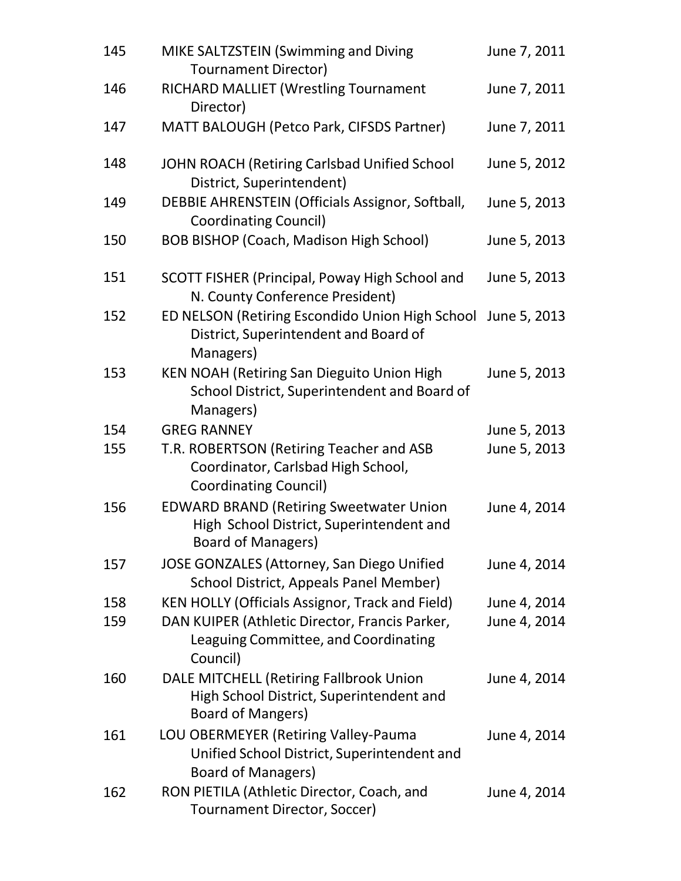| | | |
|---|---|---|
| 145 | MIKE SALTZSTEIN (Swimming and Diving Tournament Director) | June 7, 2011 |
| 146 | RICHARD MALLIET (Wrestling Tournament Director) | June 7, 2011 |
| 147 | MATT BALOUGH (Petco Park, CIFSDS Partner) | June 7, 2011 |
| 148 | JOHN ROACH (Retiring Carlsbad Unified School District, Superintendent) | June 5, 2012 |
| 149 | DEBBIE AHRENSTEIN (Officials Assignor, Softball, Coordinating Council) | June 5, 2013 |
| 150 | BOB BISHOP (Coach, Madison High School) | June 5, 2013 |
| 151 | SCOTT FISHER (Principal, Poway High School and N. County Conference President) | June 5, 2013 |
| 152 | ED NELSON (Retiring Escondido Union High School District, Superintendent and Board of Managers) | June 5, 2013 |
| 153 | KEN NOAH (Retiring San Dieguito Union High School District, Superintendent and Board of Managers) | June 5, 2013 |
| 154 | GREG RANNEY | June 5, 2013 |
| 155 | T.R. ROBERTSON (Retiring Teacher and ASB Coordinator, Carlsbad High School, Coordinating Council) | June 5, 2013 |
| 156 | EDWARD BRAND (Retiring Sweetwater Union High School District, Superintendent and Board of Managers) | June 4, 2014 |
| 157 | JOSE GONZALES (Attorney, San Diego Unified School District, Appeals Panel Member) | June 4, 2014 |
| 158 | KEN HOLLY (Officials Assignor, Track and Field) | June 4, 2014 |
| 159 | DAN KUIPER (Athletic Director, Francis Parker, Leaguing Committee, and Coordinating Council) | June 4, 2014 |
| 160 | DALE MITCHELL (Retiring Fallbrook Union High School District, Superintendent and Board of Mangers) | June 4, 2014 |
| 161 | LOU OBERMEYER (Retiring Valley-Pauma Unified School District, Superintendent and Board of Managers) | June 4, 2014 |
| 162 | RON PIETILA (Athletic Director, Coach, and Tournament Director, Soccer) | June 4, 2014 |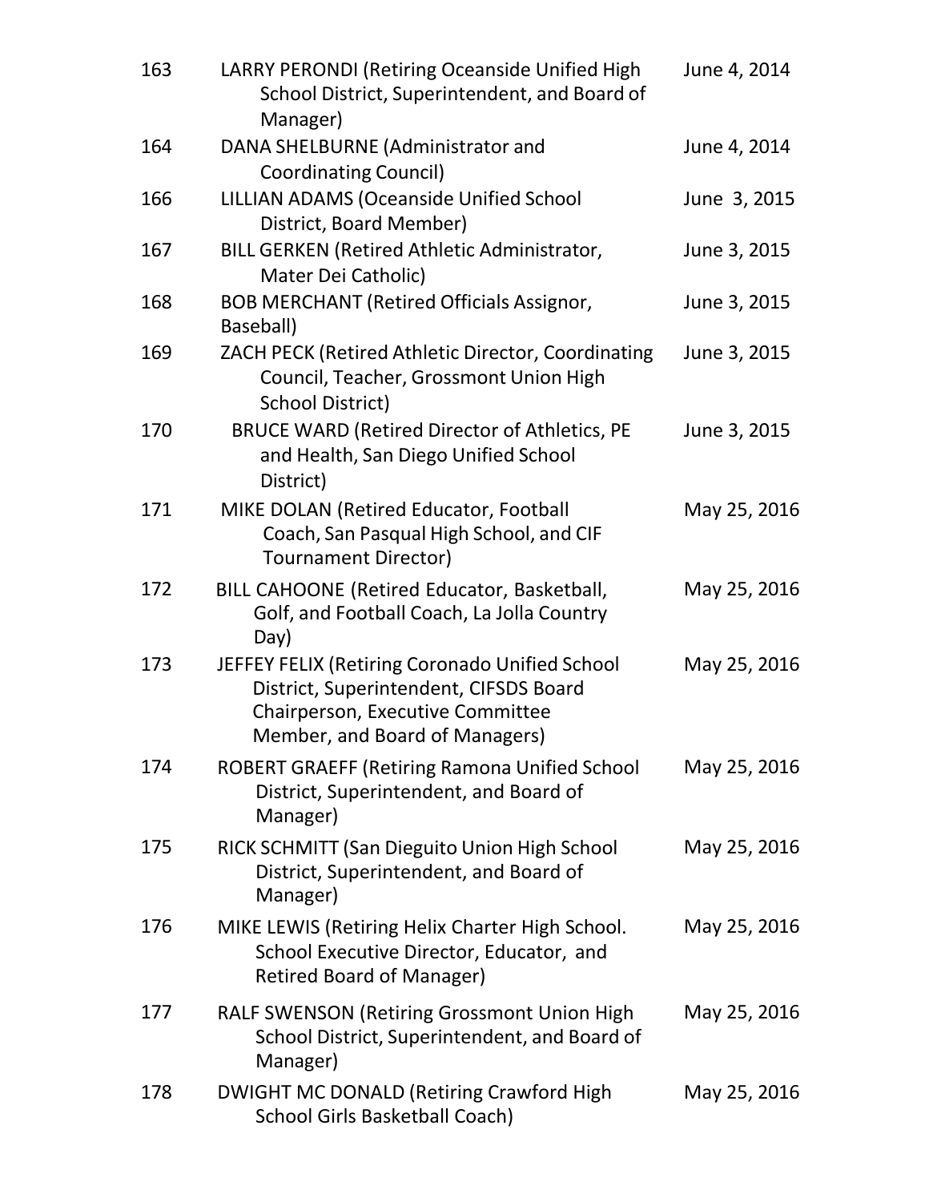| | | |
|---|---|---|
| 163 | LARRY PERONDI (Retiring Oceanside Unified High School District, Superintendent, and Board of Manager) | June 4, 2014 |
| 164 | DANA SHELBURNE (Administrator and Coordinating Council) | June 4, 2014 |
| 166 | LILLIAN ADAMS (Oceanside Unified School District, Board Member) | June 3, 2015 |
| 167 | BILL GERKEN (Retired Athletic Administrator, Mater Dei Catholic) | June 3, 2015 |
| 168 | BOB MERCHANT (Retired Officials Assignor, Baseball) | June 3, 2015 |
| 169 | ZACH PECK (Retired Athletic Director, Coordinating Council, Teacher, Grossmont Union High School District) | June 3, 2015 |
| 170 | BRUCE WARD (Retired Director of Athletics, PE and Health, San Diego Unified School District) | June 3, 2015 |
| 171 | MIKE DOLAN (Retired Educator, Football Coach, San Pasqual High School, and CIF Tournament Director) | May 25, 2016 |
| 172 | BILL CAHOONE (Retired Educator, Basketball, Golf, and Football Coach, La Jolla Country Day) | May 25, 2016 |
| 173 | JEFFEY FELIX (Retiring Coronado Unified School District, Superintendent, CIFSDS Board Chairperson, Executive Committee Member, and Board of Managers) | May 25, 2016 |
| 174 | ROBERT GRAEFF (Retiring Ramona Unified School District, Superintendent, and Board of Manager) | May 25, 2016 |
| 175 | RICK SCHMITT (San Dieguito Union High School District, Superintendent, and Board of Manager) | May 25, 2016 |
| 176 | MIKE LEWIS (Retiring Helix Charter High School. School Executive Director, Educator, and Retired Board of Manager) | May 25, 2016 |
| 177 | RALF SWENSON (Retiring Grossmont Union High School District, Superintendent, and Board of Manager) | May 25, 2016 |
| 178 | DWIGHT MC DONALD (Retiring Crawford High School Girls Basketball Coach) | May 25, 2016 |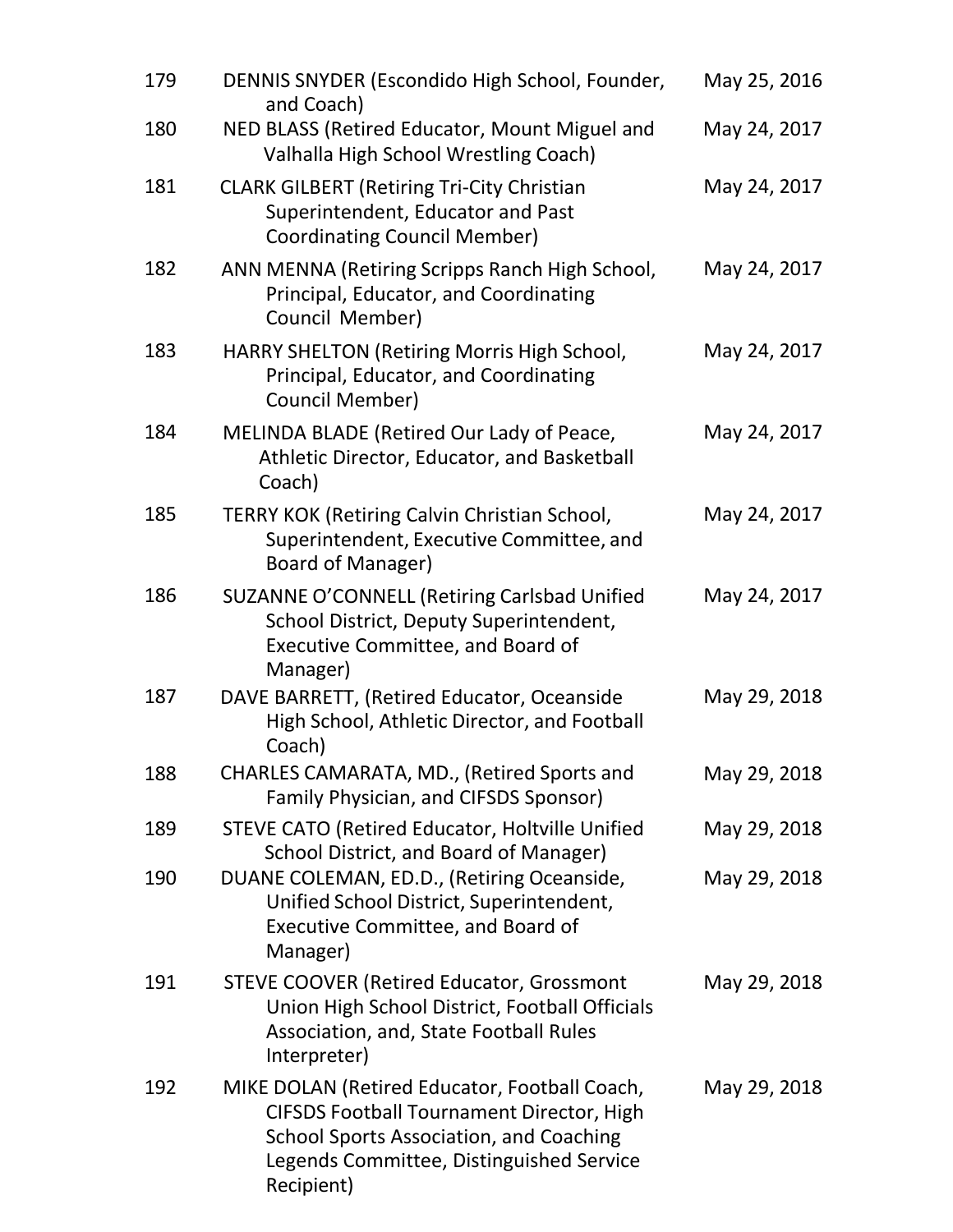| | | |
|---|---|---|
| 179 | DENNIS SNYDER (Escondido High School, Founder, and Coach) | May 25, 2016 |
| 180 | NED BLASS (Retired Educator, Mount Miguel and Valhalla High School Wrestling Coach) | May 24, 2017 |
| 181 | CLARK GILBERT (Retiring Tri-City Christian Superintendent, Educator and Past Coordinating Council Member) | May 24, 2017 |
| 182 | ANN MENNA (Retiring Scripps Ranch High School, Principal, Educator, and Coordinating Council Member) | May 24, 2017 |
| 183 | HARRY SHELTON (Retiring Morris High School, Principal, Educator, and Coordinating Council Member) | May 24, 2017 |
| 184 | MELINDA BLADE (Retired Our Lady of Peace, Athletic Director, Educator, and Basketball Coach) | May 24, 2017 |
| 185 | TERRY KOK (Retiring Calvin Christian School, Superintendent, Executive Committee, and Board of Manager) | May 24, 2017 |
| 186 | SUZANNE O'CONNELL (Retiring Carlsbad Unified School District, Deputy Superintendent, Executive Committee, and Board of Manager) | May 24, 2017 |
| 187 | DAVE BARRETT, (Retired Educator, Oceanside High School, Athletic Director, and Football Coach) | May 29, 2018 |
| 188 | CHARLES CAMARATA, MD., (Retired Sports and Family Physician, and CIFSDS Sponsor) | May 29, 2018 |
| 189 | STEVE CATO (Retired Educator, Holtville Unified School District, and Board of Manager) | May 29, 2018 |
| 190 | DUANE COLEMAN, ED.D., (Retiring Oceanside, Unified School District, Superintendent, Executive Committee, and Board of Manager) | May 29, 2018 |
| 191 | STEVE COOVER (Retired Educator, Grossmont Union High School District, Football Officials Association, and, State Football Rules Interpreter) | May 29, 2018 |
| 192 | MIKE DOLAN (Retired Educator, Football Coach, CIFSDS Football Tournament Director, High School Sports Association, and Coaching Legends Committee, Distinguished Service Recipient) | May 29, 2018 |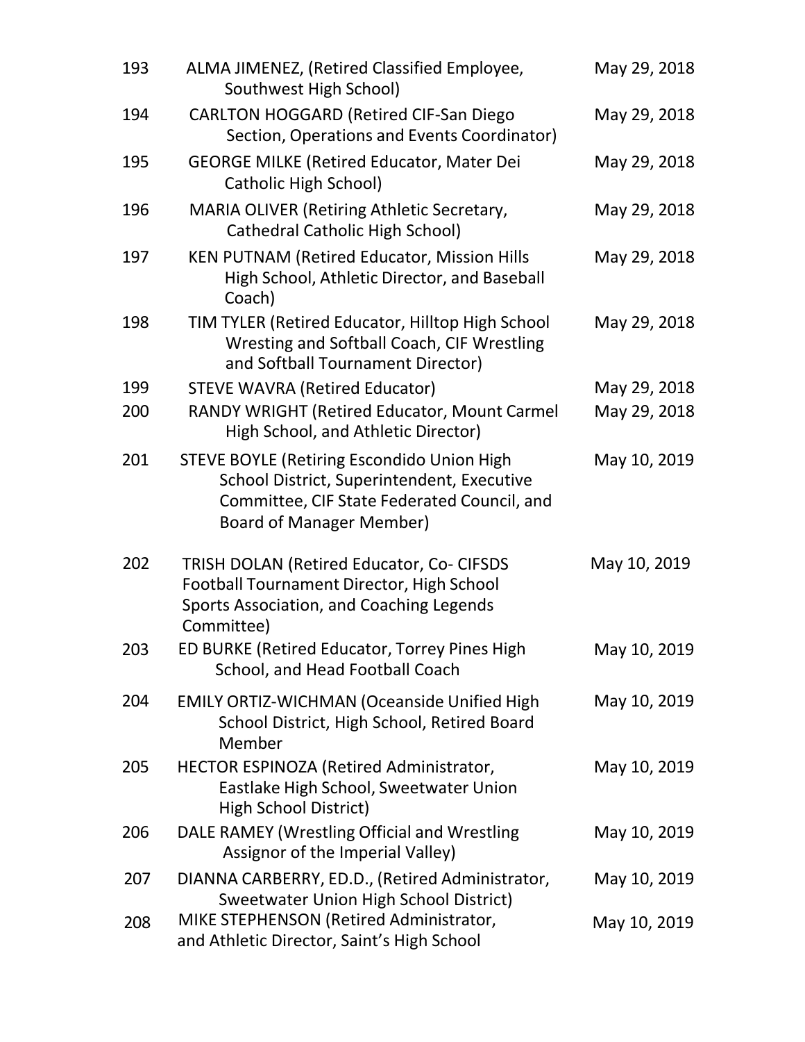| | | |
|---|---|---|
| 193 | ALMA JIMENEZ, (Retired Classified Employee, Southwest High School) | May 29, 2018 |
| 194 | CARLTON HOGGARD (Retired CIF-San Diego Section, Operations and Events Coordinator) | May 29, 2018 |
| 195 | GEORGE MILKE (Retired Educator, Mater Dei Catholic High School) | May 29, 2018 |
| 196 | MARIA OLIVER (Retiring Athletic Secretary, Cathedral Catholic High School) | May 29, 2018 |
| 197 | KEN PUTNAM (Retired Educator, Mission Hills High School, Athletic Director, and Baseball Coach) | May 29, 2018 |
| 198 | TIM TYLER (Retired Educator, Hilltop High School Wresting and Softball Coach, CIF Wrestling and Softball Tournament Director) | May 29, 2018 |
| 199 | STEVE WAVRA (Retired Educator) | May 29, 2018 |
| 200 | RANDY WRIGHT (Retired Educator, Mount Carmel High School, and Athletic Director) | May 29, 2018 |
| 201 | STEVE BOYLE (Retiring Escondido Union High School District, Superintendent, Executive Committee, CIF State Federated Council, and Board of Manager Member) | May 10, 2019 |
| 202 | TRISH DOLAN (Retired Educator, Co- CIFSDS Football Tournament Director, High School Sports Association, and Coaching Legends Committee) | May 10, 2019 |
| 203 | ED BURKE (Retired Educator, Torrey Pines High School, and Head Football Coach | May 10, 2019 |
| 204 | EMILY ORTIZ-WICHMAN (Oceanside Unified High School District, High School, Retired Board Member | May 10, 2019 |
| 205 | HECTOR ESPINOZA (Retired Administrator, Eastlake High School, Sweetwater Union High School District) | May 10, 2019 |
| 206 | DALE RAMEY (Wrestling Official and Wrestling Assignor of the Imperial Valley) | May 10, 2019 |
| 207 | DIANNA CARBERRY, ED.D., (Retired Administrator, Sweetwater Union High School District) | May 10, 2019 |
| 208 | MIKE STEPHENSON (Retired Administrator, and Athletic Director, Saint's High School | May 10, 2019 |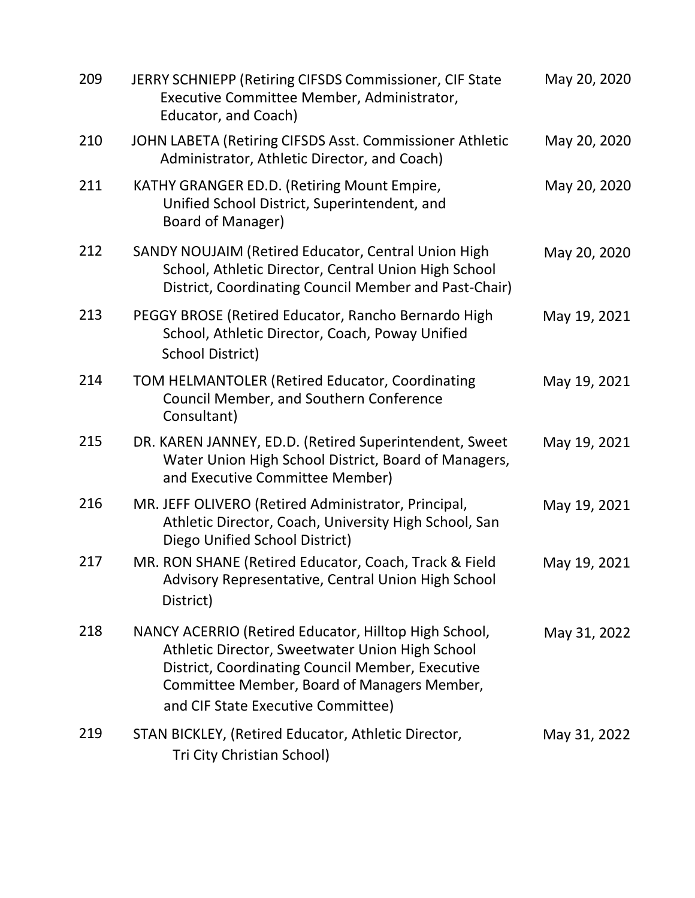| | | |
|---|---|---|
| 209 | JERRY SCHNIEPP (Retiring CIFSDS Commissioner, CIF State Executive Committee Member, Administrator, Educator, and Coach) | May 20, 2020 |
| 210 | JOHN LABETA (Retiring CIFSDS Asst. Commissioner Athletic Administrator, Athletic Director, and Coach) | May 20, 2020 |
| 211 | KATHY GRANGER ED.D. (Retiring Mount Empire, Unified School District, Superintendent, and Board of Manager) | May 20, 2020 |
| 212 | SANDY NOUJAIM (Retired Educator, Central Union High School, Athletic Director, Central Union High School District, Coordinating Council Member and Past-Chair) | May 20, 2020 |
| 213 | PEGGY BROSE (Retired Educator, Rancho Bernardo High School, Athletic Director, Coach, Poway Unified School District) | May 19, 2021 |
| 214 | TOM HELMANTOLER (Retired Educator, Coordinating Council Member, and Southern Conference Consultant) | May 19, 2021 |
| 215 | DR. KAREN JANNEY, ED.D. (Retired Superintendent, Sweet Water Union High School District, Board of Managers, and Executive Committee Member) | May 19, 2021 |
| 216 | MR. JEFF OLIVERO (Retired Administrator, Principal, Athletic Director, Coach, University High School, San Diego Unified School District) | May 19, 2021 |
| 217 | MR. RON SHANE (Retired Educator, Coach, Track & Field Advisory Representative, Central Union High School District) | May 19, 2021 |
| 218 | NANCY ACERRIO (Retired Educator, Hilltop High School, Athletic Director, Sweetwater Union High School District, Coordinating Council Member, Executive Committee Member, Board of Managers Member, and CIF State Executive Committee) | May 31, 2022 |
| 219 | STAN BICKLEY, (Retired Educator, Athletic Director, Tri City Christian School) | May 31, 2022 |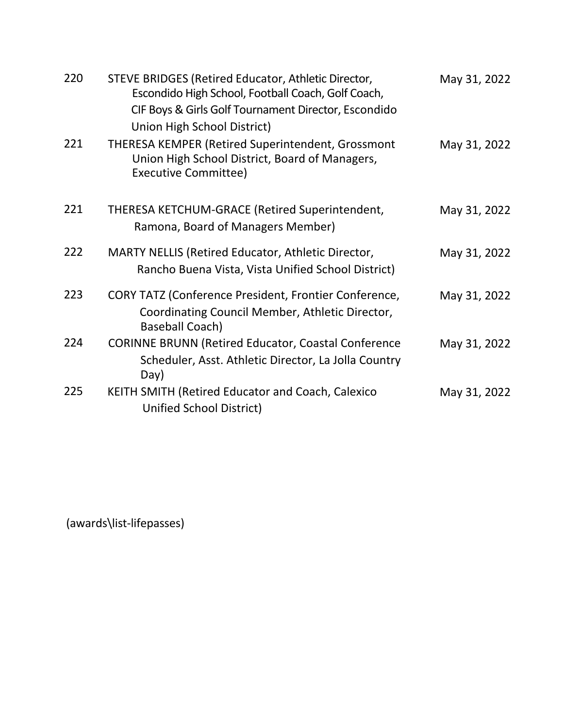| | | |
|---|---|---|
| 220 | STEVE BRIDGES (Retired Educator, Athletic Director, Escondido High School, Football Coach, Golf Coach, CIF Boys & Girls Golf Tournament Director, Escondido Union High School District) | May 31, 2022 |
| 221 | THERESA KEMPER (Retired Superintendent, Grossmont Union High School District, Board of Managers, Executive Committee) | May 31, 2022 |
| 221 | THERESA KETCHUM-GRACE (Retired Superintendent, Ramona, Board of Managers Member) | May 31, 2022 |
| 222 | MARTY NELLIS (Retired Educator, Athletic Director, Rancho Buena Vista, Vista Unified School District) | May 31, 2022 |
| 223 | CORY TATZ (Conference President, Frontier Conference, Coordinating Council Member, Athletic Director, Baseball Coach) | May 31, 2022 |
| 224 | CORINNE BRUNN (Retired Educator, Coastal Conference Scheduler, Asst. Athletic Director, La Jolla Country Day) | May 31, 2022 |
| 225 | KEITH SMITH (Retired Educator and Coach, Calexico Unified School District) | May 31, 2022 |

(awards\list-lifepasses)